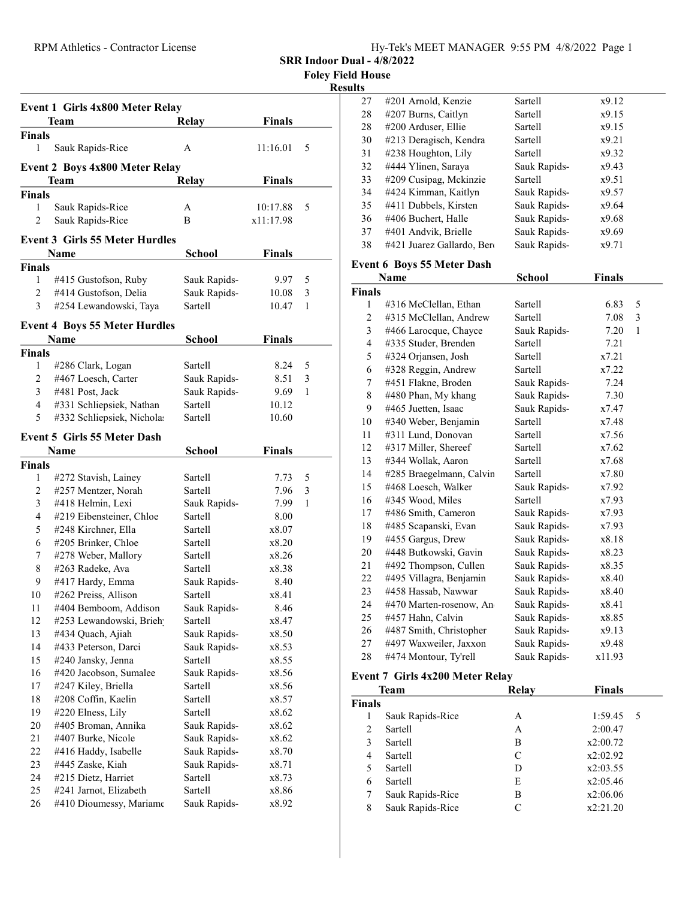# SRR Indoor Dual - 4/8/2022

**Foley Field House**

**Results**

### Event 1 Girls 4x800 Meter Relay

| | Team | Relay | Finals | |
|---|---|---|---|---|
| **Finals** | | | | |
| 1 | Sauk Rapids-Rice | A | 11:16.01 | 5 |

### Event 2 Boys 4x800 Meter Relay

| | Team | Relay | Finals | |
|---|---|---|---|---|
| **Finals** | | | | |
| 1 | Sauk Rapids-Rice | A | 10:17.88 | 5 |
| 2 | Sauk Rapids-Rice | B | x11:17.98 | |

### Event 3 Girls 55 Meter Hurdles

| | Name | School | Finals | |
|---|---|---|---|---|
| **Finals** | | | | |
| 1 | #415 Gustofson, Ruby | Sauk Rapids- | 9.97 | 5 |
| 2 | #414 Gustofson, Delia | Sauk Rapids- | 10.08 | 3 |
| 3 | #254 Lewandowski, Taya | Sartell | 10.47 | 1 |

### Event 4 Boys 55 Meter Hurdles

| | Name | School | Finals | |
|---|---|---|---|---|
| **Finals** | | | | |
| 1 | #286 Clark, Logan | Sartell | 8.24 | 5 |
| 2 | #467 Loesch, Carter | Sauk Rapids- | 8.51 | 3 |
| 3 | #481 Post, Jack | Sauk Rapids- | 9.69 | 1 |
| 4 | #331 Schliepsiek, Nathan | Sartell | 10.12 | |
| 5 | #332 Schliepsiek, Nicholas | Sartell | 10.60 | |

### Event 5 Girls 55 Meter Dash

| | Name | School | Finals | |
|---|---|---|---|---|
| **Finals** | | | | |
| 1 | #272 Stavish, Lainey | Sartell | 7.73 | 5 |
| 2 | #257 Mentzer, Norah | Sartell | 7.96 | 3 |
| 3 | #418 Helmin, Lexi | Sauk Rapids- | 7.99 | 1 |
| 4 | #219 Eibensteiner, Chloe | Sartell | 8.00 | |
| 5 | #248 Kirchner, Ella | Sartell | x8.07 | |
| 6 | #205 Brinker, Chloe | Sartell | x8.20 | |
| 7 | #278 Weber, Mallory | Sartell | x8.26 | |
| 8 | #263 Radeke, Ava | Sartell | x8.38 | |
| 9 | #417 Hardy, Emma | Sauk Rapids- | 8.40 | |
| 10 | #262 Preiss, Allison | Sartell | x8.41 | |
| 11 | #404 Bemboom, Addison | Sauk Rapids- | 8.46 | |
| 12 | #253 Lewandowski, Brieh | Sartell | x8.47 | |
| 13 | #434 Quach, Ajiah | Sauk Rapids- | x8.50 | |
| 14 | #433 Peterson, Darci | Sauk Rapids- | x8.53 | |
| 15 | #240 Jansky, Jenna | Sartell | x8.55 | |
| 16 | #420 Jacobson, Sumalee | Sauk Rapids- | x8.56 | |
| 17 | #247 Kiley, Briella | Sartell | x8.56 | |
| 18 | #208 Coffin, Kaelin | Sartell | x8.57 | |
| 19 | #220 Elness, Lily | Sartell | x8.62 | |
| 20 | #405 Broman, Annika | Sauk Rapids- | x8.62 | |
| 21 | #407 Burke, Nicole | Sauk Rapids- | x8.62 | |
| 22 | #416 Haddy, Isabelle | Sauk Rapids- | x8.70 | |
| 23 | #445 Zaske, Kiah | Sauk Rapids- | x8.71 | |
| 24 | #215 Dietz, Harriet | Sartell | x8.73 | |
| 25 | #241 Jarnot, Elizabeth | Sartell | x8.86 | |
| 26 | #410 Dioumessy, Mariame | Sauk Rapids- | x8.92 | |
| 27 | #201 Arnold, Kenzie | Sartell | x9.12 | |
| 28 | #207 Burns, Caitlyn | Sartell | x9.15 | |
| 28 | #200 Arduser, Ellie | Sartell | x9.15 | |
| 30 | #213 Deragisch, Kendra | Sartell | x9.21 | |
| 31 | #238 Houghton, Lily | Sartell | x9.32 | |
| 32 | #444 Ylinen, Saraya | Sauk Rapids- | x9.43 | |
| 33 | #209 Cusipag, Mckinzie | Sartell | x9.51 | |
| 34 | #424 Kimman, Kaitlyn | Sauk Rapids- | x9.57 | |
| 35 | #411 Dubbels, Kirsten | Sauk Rapids- | x9.64 | |
| 36 | #406 Buchert, Halle | Sauk Rapids- | x9.68 | |
| 37 | #401 Andvik, Brielle | Sauk Rapids- | x9.69 | |
| 38 | #421 Juarez Gallardo, Bere | Sauk Rapids- | x9.71 | |

### Event 6 Boys 55 Meter Dash

| | Name | School | Finals | |
|---|---|---|---|---|
| **Finals** | | | | |
| 1 | #316 McClellan, Ethan | Sartell | 6.83 | 5 |
| 2 | #315 McClellan, Andrew | Sartell | 7.08 | 3 |
| 3 | #466 Larocque, Chayce | Sauk Rapids- | 7.20 | 1 |
| 4 | #335 Studer, Brenden | Sartell | 7.21 | |
| 5 | #324 Orjansen, Josh | Sartell | x7.21 | |
| 6 | #328 Reggin, Andrew | Sartell | x7.22 | |
| 7 | #451 Flakne, Broden | Sauk Rapids- | 7.24 | |
| 8 | #480 Phan, My khang | Sauk Rapids- | 7.30 | |
| 9 | #465 Juetten, Isaac | Sauk Rapids- | x7.47 | |
| 10 | #340 Weber, Benjamin | Sartell | x7.48 | |
| 11 | #311 Lund, Donovan | Sartell | x7.56 | |
| 12 | #317 Miller, Shereef | Sartell | x7.62 | |
| 13 | #344 Wollak, Aaron | Sartell | x7.68 | |
| 14 | #285 Braegelmann, Calvin | Sartell | x7.80 | |
| 15 | #468 Loesch, Walker | Sauk Rapids- | x7.92 | |
| 16 | #345 Wood, Miles | Sartell | x7.93 | |
| 17 | #486 Smith, Cameron | Sauk Rapids- | x7.93 | |
| 18 | #485 Scapanski, Evan | Sauk Rapids- | x7.93 | |
| 19 | #455 Gargus, Drew | Sauk Rapids- | x8.18 | |
| 20 | #448 Butkowski, Gavin | Sauk Rapids- | x8.23 | |
| 21 | #492 Thompson, Cullen | Sauk Rapids- | x8.35 | |
| 22 | #495 Villagra, Benjamin | Sauk Rapids- | x8.40 | |
| 23 | #458 Hassab, Nawwar | Sauk Rapids- | x8.40 | |
| 24 | #470 Marten-rosenow, An | Sauk Rapids- | x8.41 | |
| 25 | #457 Hahn, Calvin | Sauk Rapids- | x8.85 | |
| 26 | #487 Smith, Christopher | Sauk Rapids- | x9.13 | |
| 27 | #497 Waxweiler, Jaxxon | Sauk Rapids- | x9.48 | |
| 28 | #474 Montour, Ty'rell | Sauk Rapids- | x11.93 | |

### Event 7 Girls 4x200 Meter Relay

| | Team | Relay | Finals | |
|---|---|---|---|---|
| **Finals** | | | | |
| 1 | Sauk Rapids-Rice | A | 1:59.45 | 5 |
| 2 | Sartell | A | 2:00.47 | |
| 3 | Sartell | B | x2:00.72 | |
| 4 | Sartell | C | x2:02.92 | |
| 5 | Sartell | D | x2:03.55 | |
| 6 | Sartell | E | x2:05.46 | |
| 7 | Sauk Rapids-Rice | B | x2:06.06 | |
| 8 | Sauk Rapids-Rice | C | x2:21.20 | |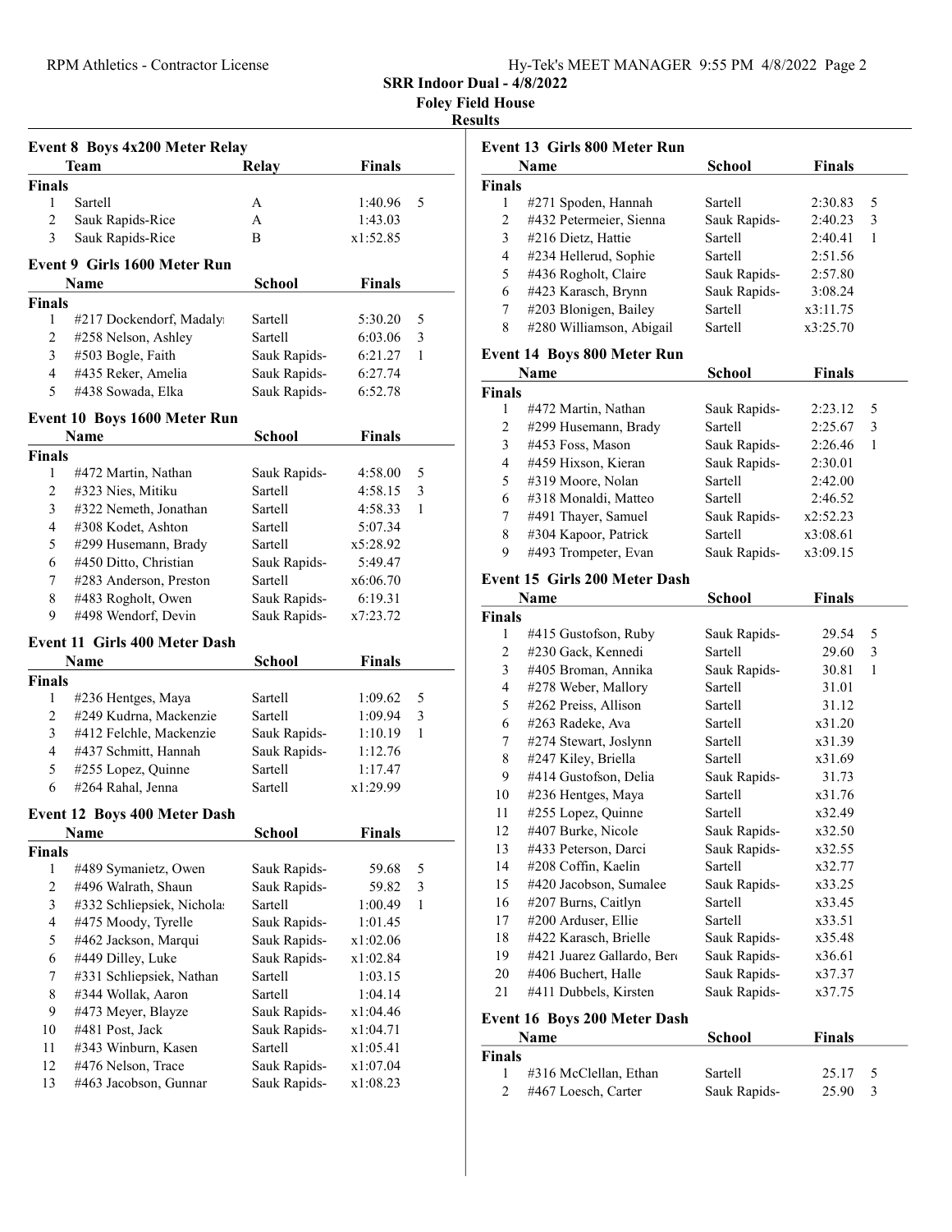SRR Indoor Dual - 4/8/2022

Foley Field House

Results

### Event 8 Boys 4x200 Meter Relay

| | Team | Relay | Finals | |
|---|---|---|---|---|
| **Finals** | | | | |
| 1 | Sartell | A | 1:40.96 | 5 |
| 2 | Sauk Rapids-Rice | A | 1:43.03 | |
| 3 | Sauk Rapids-Rice | B | x1:52.85 | |

### Event 9 Girls 1600 Meter Run

| | Name | School | Finals | |
|---|---|---|---|---|
| **Finals** | | | | |
| 1 | #217 Dockendorf, Madaly | Sartell | 5:30.20 | 5 |
| 2 | #258 Nelson, Ashley | Sartell | 6:03.06 | 3 |
| 3 | #503 Bogle, Faith | Sauk Rapids- | 6:21.27 | 1 |
| 4 | #435 Reker, Amelia | Sauk Rapids- | 6:27.74 | |
| 5 | #438 Sowada, Elka | Sauk Rapids- | 6:52.78 | |

### Event 10 Boys 1600 Meter Run

| | Name | School | Finals | |
|---|---|---|---|---|
| **Finals** | | | | |
| 1 | #472 Martin, Nathan | Sauk Rapids- | 4:58.00 | 5 |
| 2 | #323 Nies, Mitiku | Sartell | 4:58.15 | 3 |
| 3 | #322 Nemeth, Jonathan | Sartell | 4:58.33 | 1 |
| 4 | #308 Kodet, Ashton | Sartell | 5:07.34 | |
| 5 | #299 Husemann, Brady | Sartell | x5:28.92 | |
| 6 | #450 Ditto, Christian | Sauk Rapids- | 5:49.47 | |
| 7 | #283 Anderson, Preston | Sartell | x6:06.70 | |
| 8 | #483 Rogholt, Owen | Sauk Rapids- | 6:19.31 | |
| 9 | #498 Wendorf, Devin | Sauk Rapids- | x7:23.72 | |

### Event 11 Girls 400 Meter Dash

| | Name | School | Finals | |
|---|---|---|---|---|
| **Finals** | | | | |
| 1 | #236 Hentges, Maya | Sartell | 1:09.62 | 5 |
| 2 | #249 Kudrna, Mackenzie | Sartell | 1:09.94 | 3 |
| 3 | #412 Felchle, Mackenzie | Sauk Rapids- | 1:10.19 | 1 |
| 4 | #437 Schmitt, Hannah | Sauk Rapids- | 1:12.76 | |
| 5 | #255 Lopez, Quinne | Sartell | 1:17.47 | |
| 6 | #264 Rahal, Jenna | Sartell | x1:29.99 | |

### Event 12 Boys 400 Meter Dash

| | Name | School | Finals | |
|---|---|---|---|---|
| **Finals** | | | | |
| 1 | #489 Symanietz, Owen | Sauk Rapids- | 59.68 | 5 |
| 2 | #496 Walrath, Shaun | Sauk Rapids- | 59.82 | 3 |
| 3 | #332 Schliepsiek, Nicholas | Sartell | 1:00.49 | 1 |
| 4 | #475 Moody, Tyrelle | Sauk Rapids- | 1:01.45 | |
| 5 | #462 Jackson, Marqui | Sauk Rapids- | x1:02.06 | |
| 6 | #449 Dilley, Luke | Sauk Rapids- | x1:02.84 | |
| 7 | #331 Schliepsiek, Nathan | Sartell | 1:03.15 | |
| 8 | #344 Wollak, Aaron | Sartell | 1:04.14 | |
| 9 | #473 Meyer, Blayze | Sauk Rapids- | x1:04.46 | |
| 10 | #481 Post, Jack | Sauk Rapids- | x1:04.71 | |
| 11 | #343 Winburn, Kasen | Sartell | x1:05.41 | |
| 12 | #476 Nelson, Trace | Sauk Rapids- | x1:07.04 | |
| 13 | #463 Jacobson, Gunnar | Sauk Rapids- | x1:08.23 | |

### Event 13 Girls 800 Meter Run

| | Name | School | Finals | |
|---|---|---|---|---|
| **Finals** | | | | |
| 1 | #271 Spoden, Hannah | Sartell | 2:30.83 | 5 |
| 2 | #432 Petermeier, Sienna | Sauk Rapids- | 2:40.23 | 3 |
| 3 | #216 Dietz, Hattie | Sartell | 2:40.41 | 1 |
| 4 | #234 Hellerud, Sophie | Sartell | 2:51.56 | |
| 5 | #436 Rogholt, Claire | Sauk Rapids- | 2:57.80 | |
| 6 | #423 Karasch, Brynn | Sauk Rapids- | 3:08.24 | |
| 7 | #203 Blonigen, Bailey | Sartell | x3:11.75 | |
| 8 | #280 Williamson, Abigail | Sartell | x3:25.70 | |

### Event 14 Boys 800 Meter Run

| | Name | School | Finals | |
|---|---|---|---|---|
| **Finals** | | | | |
| 1 | #472 Martin, Nathan | Sauk Rapids- | 2:23.12 | 5 |
| 2 | #299 Husemann, Brady | Sartell | 2:25.67 | 3 |
| 3 | #453 Foss, Mason | Sauk Rapids- | 2:26.46 | 1 |
| 4 | #459 Hixson, Kieran | Sauk Rapids- | 2:30.01 | |
| 5 | #319 Moore, Nolan | Sartell | 2:42.00 | |
| 6 | #318 Monaldi, Matteo | Sartell | 2:46.52 | |
| 7 | #491 Thayer, Samuel | Sauk Rapids- | x2:52.23 | |
| 8 | #304 Kapoor, Patrick | Sartell | x3:08.61 | |
| 9 | #493 Trompeter, Evan | Sauk Rapids- | x3:09.15 | |

### Event 15 Girls 200 Meter Dash

| | Name | School | Finals | |
|---|---|---|---|---|
| **Finals** | | | | |
| 1 | #415 Gustofson, Ruby | Sauk Rapids- | 29.54 | 5 |
| 2 | #230 Gack, Kennedi | Sartell | 29.60 | 3 |
| 3 | #405 Broman, Annika | Sauk Rapids- | 30.81 | 1 |
| 4 | #278 Weber, Mallory | Sartell | 31.01 | |
| 5 | #262 Preiss, Allison | Sartell | 31.12 | |
| 6 | #263 Radeke, Ava | Sartell | x31.20 | |
| 7 | #274 Stewart, Joslynn | Sartell | x31.39 | |
| 8 | #247 Kiley, Briella | Sartell | x31.69 | |
| 9 | #414 Gustofson, Delia | Sauk Rapids- | 31.73 | |
| 10 | #236 Hentges, Maya | Sartell | x31.76 | |
| 11 | #255 Lopez, Quinne | Sartell | x32.49 | |
| 12 | #407 Burke, Nicole | Sauk Rapids- | x32.50 | |
| 13 | #433 Peterson, Darci | Sauk Rapids- | x32.55 | |
| 14 | #208 Coffin, Kaelin | Sartell | x32.77 | |
| 15 | #420 Jacobson, Sumalee | Sauk Rapids- | x33.25 | |
| 16 | #207 Burns, Caitlyn | Sartell | x33.45 | |
| 17 | #200 Arduser, Ellie | Sartell | x33.51 | |
| 18 | #422 Karasch, Brielle | Sauk Rapids- | x35.48 | |
| 19 | #421 Juarez Gallardo, Ber | Sauk Rapids- | x36.61 | |
| 20 | #406 Buchert, Halle | Sauk Rapids- | x37.37 | |
| 21 | #411 Dubbels, Kirsten | Sauk Rapids- | x37.75 | |

### Event 16 Boys 200 Meter Dash

| | Name | School | Finals | |
|---|---|---|---|---|
| **Finals** | | | | |
| 1 | #316 McClellan, Ethan | Sartell | 25.17 | 5 |
| 2 | #467 Loesch, Carter | Sauk Rapids- | 25.90 | 3 |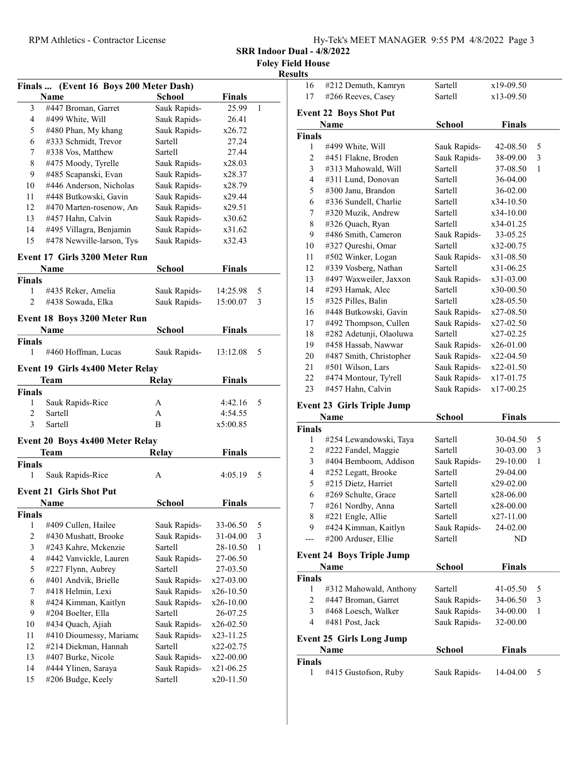## SRR Indoor Dual - 4/8/2022

### Foley Field House

### Results

### Finals ... (Event 16 Boys 200 Meter Dash)

| | Name | School | Finals | |
|---|---|---|---|---|
| 3 | #447 Broman, Garret | Sauk Rapids- | 25.99 | 1 |
| 4 | #499 White, Will | Sauk Rapids- | 26.41 | |
| 5 | #480 Phan, My khang | Sauk Rapids- | x26.72 | |
| 6 | #333 Schmidt, Trevor | Sartell | 27.24 | |
| 7 | #338 Vos, Matthew | Sartell | 27.44 | |
| 8 | #475 Moody, Tyrelle | Sauk Rapids- | x28.03 | |
| 9 | #485 Scapanski, Evan | Sauk Rapids- | x28.37 | |
| 10 | #446 Anderson, Nicholas | Sauk Rapids- | x28.79 | |
| 11 | #448 Butkowski, Gavin | Sauk Rapids- | x29.44 | |
| 12 | #470 Marten-rosenow, An | Sauk Rapids- | x29.51 | |
| 13 | #457 Hahn, Calvin | Sauk Rapids- | x30.62 | |
| 14 | #495 Villagra, Benjamin | Sauk Rapids- | x31.62 | |
| 15 | #478 Newville-larson, Tys | Sauk Rapids- | x32.43 | |

### Event 17 Girls 3200 Meter Run

| | Name | School | Finals | |
|---|---|---|---|---|
| **Finals** | | | | |
| 1 | #435 Reker, Amelia | Sauk Rapids- | 14:25.98 | 5 |
| 2 | #438 Sowada, Elka | Sauk Rapids- | 15:00.07 | 3 |

### Event 18 Boys 3200 Meter Run

| | Name | School | Finals | |
|---|---|---|---|---|
| **Finals** | | | | |
| 1 | #460 Hoffman, Lucas | Sauk Rapids- | 13:12.08 | 5 |

### Event 19 Girls 4x400 Meter Relay

| | Team | Relay | Finals | |
|---|---|---|---|---|
| **Finals** | | | | |
| 1 | Sauk Rapids-Rice | A | 4:42.16 | 5 |
| 2 | Sartell | A | 4:54.55 | |
| 3 | Sartell | B | x5:00.85 | |

### Event 20 Boys 4x400 Meter Relay

| | Team | Relay | Finals | |
|---|---|---|---|---|
| **Finals** | | | | |
| 1 | Sauk Rapids-Rice | A | 4:05.19 | 5 |

### Event 21 Girls Shot Put

| | Name | School | Finals | |
|---|---|---|---|---|
| **Finals** | | | | |
| 1 | #409 Cullen, Hailee | Sauk Rapids- | 33-06.50 | 5 |
| 2 | #430 Mushatt, Brooke | Sauk Rapids- | 31-04.00 | 3 |
| 3 | #243 Kahre, Mckenzie | Sartell | 28-10.50 | 1 |
| 4 | #442 Vanvickle, Lauren | Sauk Rapids- | 27-06.50 | |
| 5 | #227 Flynn, Aubrey | Sartell | 27-03.50 | |
| 6 | #401 Andvik, Brielle | Sauk Rapids- | x27-03.00 | |
| 7 | #418 Helmin, Lexi | Sauk Rapids- | x26-10.50 | |
| 8 | #424 Kimman, Kaitlyn | Sauk Rapids- | x26-10.00 | |
| 9 | #204 Boelter, Ella | Sartell | 26-07.25 | |
| 10 | #434 Quach, Ajiah | Sauk Rapids- | x26-02.50 | |
| 11 | #410 Dioumessy, Mariame | Sauk Rapids- | x23-11.25 | |
| 12 | #214 Diekman, Hannah | Sartell | x22-02.75 | |
| 13 | #407 Burke, Nicole | Sauk Rapids- | x22-00.00 | |
| 14 | #444 Ylinen, Saraya | Sauk Rapids- | x21-06.25 | |
| 15 | #206 Budge, Keely | Sartell | x20-11.50 | |
| 16 | #212 Demuth, Kamryn | Sartell | x19-09.50 | |
| 17 | #266 Reeves, Casey | Sartell | x13-09.50 | |

### Event 22 Boys Shot Put

| | Name | School | Finals | |
|---|---|---|---|---|
| **Finals** | | | | |
| 1 | #499 White, Will | Sauk Rapids- | 42-08.50 | 5 |
| 2 | #451 Flakne, Broden | Sauk Rapids- | 38-09.00 | 3 |
| 3 | #313 Mahowald, Will | Sartell | 37-08.50 | 1 |
| 4 | #311 Lund, Donovan | Sartell | 36-04.00 | |
| 5 | #300 Janu, Brandon | Sartell | 36-02.00 | |
| 6 | #336 Sundell, Charlie | Sartell | x34-10.50 | |
| 7 | #320 Muzik, Andrew | Sartell | x34-10.00 | |
| 8 | #326 Quach, Ryan | Sartell | x34-01.25 | |
| 9 | #486 Smith, Cameron | Sauk Rapids- | 33-05.25 | |
| 10 | #327 Qureshi, Omar | Sartell | x32-00.75 | |
| 11 | #502 Winker, Logan | Sauk Rapids- | x31-08.50 | |
| 12 | #339 Vosberg, Nathan | Sartell | x31-06.25 | |
| 13 | #497 Waxweiler, Jaxxon | Sauk Rapids- | x31-03.00 | |
| 14 | #293 Hamak, Alec | Sartell | x30-00.50 | |
| 15 | #325 Pilles, Balin | Sartell | x28-05.50 | |
| 16 | #448 Butkowski, Gavin | Sauk Rapids- | x27-08.50 | |
| 17 | #492 Thompson, Cullen | Sauk Rapids- | x27-02.50 | |
| 18 | #282 Adetunji, Olaoluwa | Sartell | x27-02.25 | |
| 19 | #458 Hassab, Nawwar | Sauk Rapids- | x26-01.00 | |
| 20 | #487 Smith, Christopher | Sauk Rapids- | x22-04.50 | |
| 21 | #501 Wilson, Lars | Sauk Rapids- | x22-01.50 | |
| 22 | #474 Montour, Ty'rell | Sauk Rapids- | x17-01.75 | |
| 23 | #457 Hahn, Calvin | Sauk Rapids- | x17-00.25 | |

### Event 23 Girls Triple Jump

| | Name | School | Finals | |
|---|---|---|---|---|
| **Finals** | | | | |
| 1 | #254 Lewandowski, Taya | Sartell | 30-04.50 | 5 |
| 2 | #222 Fandel, Maggie | Sartell | 30-03.00 | 3 |
| 3 | #404 Bemboom, Addison | Sauk Rapids- | 29-10.00 | 1 |
| 4 | #252 Legatt, Brooke | Sartell | 29-04.00 | |
| 5 | #215 Dietz, Harriet | Sartell | x29-02.00 | |
| 6 | #269 Schulte, Grace | Sartell | x28-06.00 | |
| 7 | #261 Nordby, Anna | Sartell | x28-00.00 | |
| 8 | #221 Engle, Allie | Sartell | x27-11.00 | |
| 9 | #424 Kimman, Kaitlyn | Sauk Rapids- | 24-02.00 | |
| --- | #200 Arduser, Ellie | Sartell | ND | |

### Event 24 Boys Triple Jump

| | Name | School | Finals | |
|---|---|---|---|---|
| **Finals** | | | | |
| 1 | #312 Mahowald, Anthony | Sartell | 41-05.50 | 5 |
| 2 | #447 Broman, Garret | Sauk Rapids- | 34-06.50 | 3 |
| 3 | #468 Loesch, Walker | Sauk Rapids- | 34-00.00 | 1 |
| 4 | #481 Post, Jack | Sauk Rapids- | 32-00.00 | |

### Event 25 Girls Long Jump

| | Name | School | Finals | |
|---|---|---|---|---|
| **Finals** | | | | |
| 1 | #415 Gustofson, Ruby | Sauk Rapids- | 14-04.00 | 5 |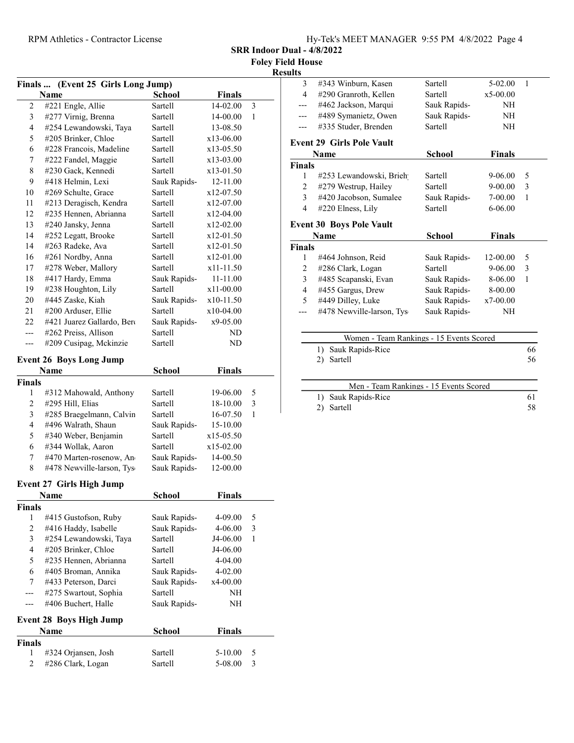SRR Indoor Dual - 4/8/2022

Foley Field House

Results

### Finals ... (Event 25 Girls Long Jump)

| | Name | School | Finals | |
|---|---|---|---|---|
| 2 | #221 Engle, Allie | Sartell | 14-02.00 | 3 |
| 3 | #277 Virnig, Brenna | Sartell | 14-00.00 | 1 |
| 4 | #254 Lewandowski, Taya | Sartell | 13-08.50 | |
| 5 | #205 Brinker, Chloe | Sartell | x13-06.00 | |
| 6 | #228 Francois, Madeline | Sartell | x13-05.50 | |
| 7 | #222 Fandel, Maggie | Sartell | x13-03.00 | |
| 8 | #230 Gack, Kennedi | Sartell | x13-01.50 | |
| 9 | #418 Helmin, Lexi | Sauk Rapids- | 12-11.00 | |
| 10 | #269 Schulte, Grace | Sartell | x12-07.50 | |
| 11 | #213 Deragisch, Kendra | Sartell | x12-07.00 | |
| 12 | #235 Hennen, Abrianna | Sartell | x12-04.00 | |
| 13 | #240 Jansky, Jenna | Sartell | x12-02.00 | |
| 14 | #252 Legatt, Brooke | Sartell | x12-01.50 | |
| 14 | #263 Radeke, Ava | Sartell | x12-01.50 | |
| 16 | #261 Nordby, Anna | Sartell | x12-01.00 | |
| 17 | #278 Weber, Mallory | Sartell | x11-11.50 | |
| 18 | #417 Hardy, Emma | Sauk Rapids- | 11-11.00 | |
| 19 | #238 Houghton, Lily | Sartell | x11-00.00 | |
| 20 | #445 Zaske, Kiah | Sauk Rapids- | x10-11.50 | |
| 21 | #200 Arduser, Ellie | Sartell | x10-04.00 | |
| 22 | #421 Juarez Gallardo, Ber | Sauk Rapids- | x9-05.00 | |
| --- | #262 Preiss, Allison | Sartell | ND | |
| --- | #209 Cusipag, Mckinzie | Sartell | ND | |

### Event 26 Boys Long Jump

| | Name | School | Finals | |
|---|---|---|---|---|
| **Finals** | | | | |
| 1 | #312 Mahowald, Anthony | Sartell | 19-06.00 | 5 |
| 2 | #295 Hill, Elias | Sartell | 18-10.00 | 3 |
| 3 | #285 Braegelmann, Calvin | Sartell | 16-07.50 | 1 |
| 4 | #496 Walrath, Shaun | Sauk Rapids- | 15-10.00 | |
| 5 | #340 Weber, Benjamin | Sartell | x15-05.50 | |
| 6 | #344 Wollak, Aaron | Sartell | x15-02.00 | |
| 7 | #470 Marten-rosenow, An | Sauk Rapids- | 14-00.50 | |
| 8 | #478 Newville-larson, Tys | Sauk Rapids- | 12-00.00 | |

### Event 27 Girls High Jump

| | Name | School | Finals | |
|---|---|---|---|---|
| **Finals** | | | | |
| 1 | #415 Gustofson, Ruby | Sauk Rapids- | 4-09.00 | 5 |
| 2 | #416 Haddy, Isabelle | Sauk Rapids- | 4-06.00 | 3 |
| 3 | #254 Lewandowski, Taya | Sartell | J4-06.00 | 1 |
| 4 | #205 Brinker, Chloe | Sartell | J4-06.00 | |
| 5 | #235 Hennen, Abrianna | Sartell | 4-04.00 | |
| 6 | #405 Broman, Annika | Sauk Rapids- | 4-02.00 | |
| 7 | #433 Peterson, Darci | Sauk Rapids- | x4-00.00 | |
| --- | #275 Swartout, Sophia | Sartell | NH | |
| --- | #406 Buchert, Halle | Sauk Rapids- | NH | |

### Event 28 Boys High Jump

| | Name | School | Finals | |
|---|---|---|---|---|
| **Finals** | | | | |
| 1 | #324 Orjansen, Josh | Sartell | 5-10.00 | 5 |
| 2 | #286 Clark, Logan | Sartell | 5-08.00 | 3 |
| 3 | #343 Winburn, Kasen | Sartell | 5-02.00 | 1 |
| 4 | #290 Granroth, Kellen | Sartell | x5-00.00 | |
| --- | #462 Jackson, Marqui | Sauk Rapids- | NH | |
| --- | #489 Symanietz, Owen | Sauk Rapids- | NH | |
| --- | #335 Studer, Brenden | Sartell | NH | |

### Event 29 Girls Pole Vault

| | Name | School | Finals | |
|---|---|---|---|---|
| **Finals** | | | | |
| 1 | #253 Lewandowski, Brieh | Sartell | 9-06.00 | 5 |
| 2 | #279 Westrup, Hailey | Sartell | 9-00.00 | 3 |
| 3 | #420 Jacobson, Sumalee | Sauk Rapids- | 7-00.00 | 1 |
| 4 | #220 Elness, Lily | Sartell | 6-06.00 | |

### Event 30 Boys Pole Vault

| | Name | School | Finals | |
|---|---|---|---|---|
| **Finals** | | | | |
| 1 | #464 Johnson, Reid | Sauk Rapids- | 12-00.00 | 5 |
| 2 | #286 Clark, Logan | Sartell | 9-06.00 | 3 |
| 3 | #485 Scapanski, Evan | Sauk Rapids- | 8-06.00 | 1 |
| 4 | #455 Gargus, Drew | Sauk Rapids- | 8-00.00 | |
| 5 | #449 Dilley, Luke | Sauk Rapids- | x7-00.00 | |
| --- | #478 Newville-larson, Tys | Sauk Rapids- | NH | |

### Women - Team Rankings - 15 Events Scored

| | | |
|---|---|---|
| 1) | Sauk Rapids-Rice | 66 |
| 2) | Sartell | 56 |

### Men - Team Rankings - 15 Events Scored

| | | |
|---|---|---|
| 1) | Sauk Rapids-Rice | 61 |
| 2) | Sartell | 58 |